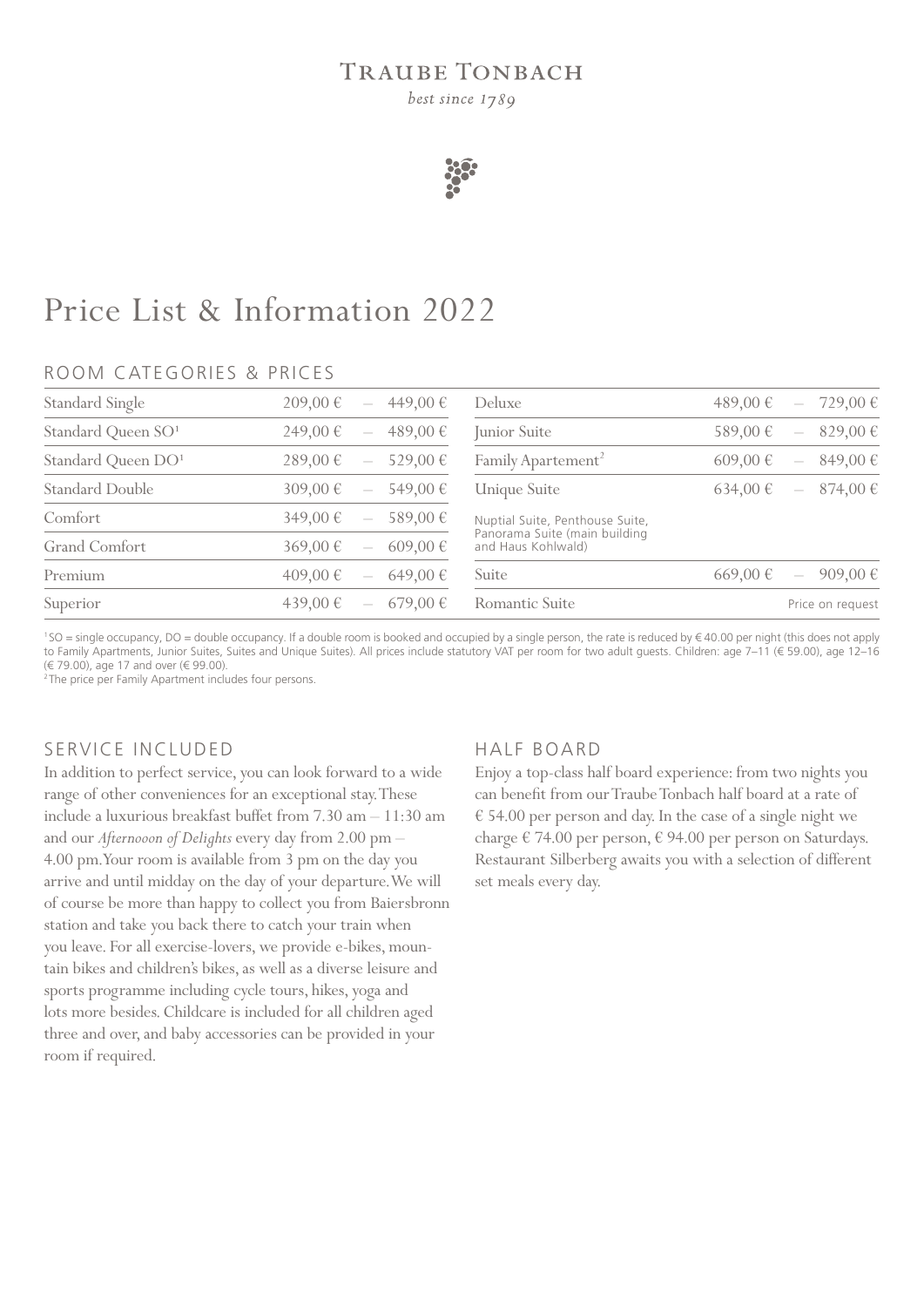TRAUBE TONBACH

*best since 1789*

# Price List & Information 2022

## ROOM CATEGORIES & PRICES

| Room Category | Price |
|---|---|
| Standard Single | 209,00 € – 449,00 € |
| Standard Queen SO[1] | 249,00 € – 489,00 € |
| Standard Queen DO[1] | 289,00 € – 529,00 € |
| Standard Double | 309,00 € – 549,00 € |
| Comfort | 349,00 € – 589,00 € |
| Grand Comfort | 369,00 € – 609,00 € |
| Premium | 409,00 € – 649,00 € |
| Superior | 439,00 € – 679,00 € |
| Deluxe | 489,00 € – 729,00 € |
| Junior Suite | 589,00 € – 829,00 € |
| Family Apartement[2] | 609,00 € – 849,00 € |
| Unique Suite<br>Nuptial Suite, Penthouse Suite, Panorama Suite (main building and Haus Kohlwald) | 634,00 € – 874,00 € |
| Suite | 669,00 € – 909,00 € |
| Romantic Suite | Price on request |

[1] SO = single occupancy, DO = double occupancy. If a double room is booked and occupied by a single person, the rate is reduced by € 40.00 per night (this does not apply to Family Apartments, Junior Suites, Suites and Unique Suites). All prices include statutory VAT per room for two adult guests. Children: age 7–11 (€ 59.00), age 12–16 (€ 79.00), age 17 and over (€ 99.00).

[2] The price per Family Apartment includes four persons.

## SERVICE INCLUDED

In addition to perfect service, you can look forward to a wide range of other conveniences for an exceptional stay. These include a luxurious breakfast buffet from 7.30 am – 11:30 am and our *Afternoooon of Delights* every day from 2.00 pm – 4.00 pm. Your room is available from 3 pm on the day you arrive and until midday on the day of your departure. We will of course be more than happy to collect you from Baiersbronn station and take you back there to catch your train when you leave. For all exercise-lovers, we provide e-bikes, mountain bikes and children's bikes, as well as a diverse leisure and sports programme including cycle tours, hikes, yoga and lots more besides. Childcare is included for all children aged three and over, and baby accessories can be provided in your room if required.

## HALF BOARD

Enjoy a top-class half board experience: from two nights you can benefit from our Traube Tonbach half board at a rate of € 54.00 per person and day. In the case of a single night we charge € 74.00 per person, € 94.00 per person on Saturdays. Restaurant Silberberg awaits you with a selection of different set meals every day.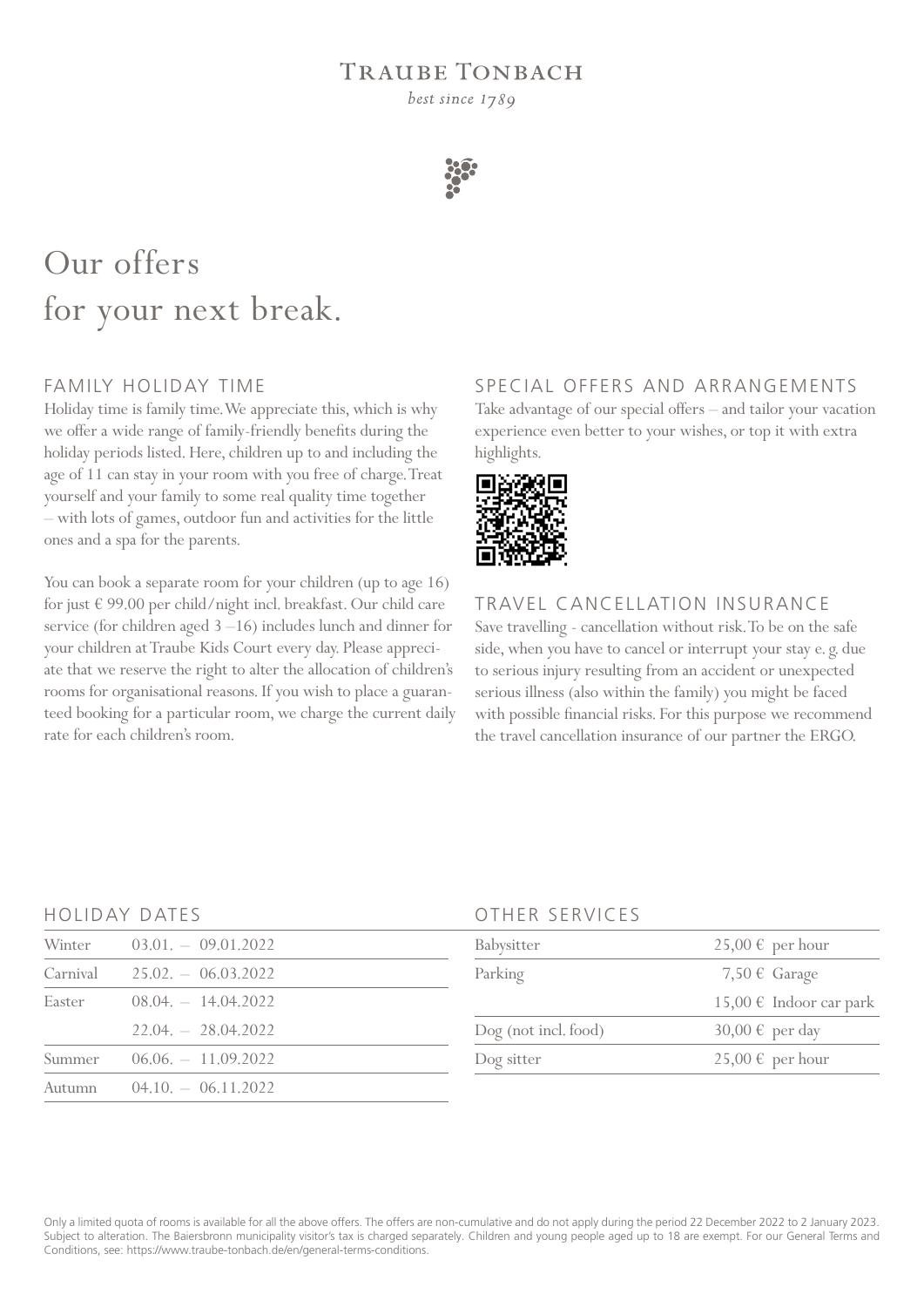TRAUBE TONBACH

*best since 1789*

# Our offers for your next break.

## FAMILY HOLIDAY TIME

Holiday time is family time. We appreciate this, which is why we offer a wide range of family-friendly benefits during the holiday periods listed. Here, children up to and including the age of 11 can stay in your room with you free of charge. Treat yourself and your family to some real quality time together – with lots of games, outdoor fun and activities for the little ones and a spa for the parents.

You can book a separate room for your children (up to age 16) for just € 99.00 per child/night incl. breakfast. Our child care service (for children aged 3 –16) includes lunch and dinner for your children at Traube Kids Court every day. Please appreciate that we reserve the right to alter the allocation of children's rooms for organisational reasons. If you wish to place a guaranteed booking for a particular room, we charge the current daily rate for each children's room.

## SPECIAL OFFERS AND ARRANGEMENTS

Take advantage of our special offers – and tailor your vacation experience even better to your wishes, or top it with extra highlights.

## TRAVEL CANCELLATION INSURANCE

Save travelling - cancellation without risk. To be on the safe side, when you have to cancel or interrupt your stay e. g. due to serious injury resulting from an accident or unexpected serious illness (also within the family) you might be faced with possible financial risks. For this purpose we recommend the travel cancellation insurance of our partner the ERGO.

## HOLIDAY DATES

| | |
|---|---|
| Winter | 03.01. – 09.01.2022 |
| Carnival | 25.02. – 06.03.2022 |
| Easter | 08.04. – 14.04.2022 |
| | 22.04. – 28.04.2022 |
| Summer | 06.06. – 11.09.2022 |
| Autumn | 04.10. – 06.11.2022 |

## OTHER SERVICES

| | |
|---|---|
| Babysitter | 25,00 € per hour |
| Parking | 7,50 € Garage |
| | 15,00 € Indoor car park |
| Dog (not incl. food) | 30,00 € per day |
| Dog sitter | 25,00 € per hour |

Only a limited quota of rooms is available for all the above offers. The offers are non-cumulative and do not apply during the period 22 December 2022 to 2 January 2023. Subject to alteration. The Baiersbronn municipality visitor's tax is charged separately. Children and young people aged up to 18 are exempt. For our General Terms and Conditions, see: https://www.traube-tonbach.de/en/general-terms-conditions.